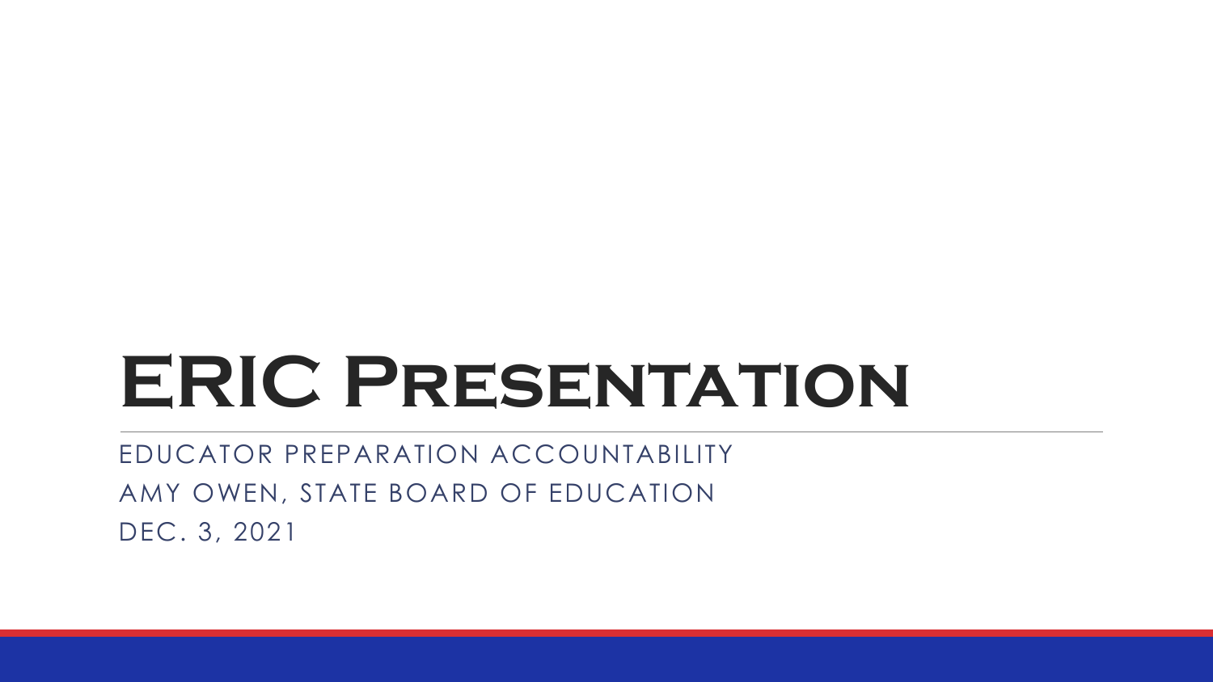# ERIC Presentation

EDUCATOR PREPARATION ACCOUNTABILITY

AMY OWEN, STATE BOARD OF EDUCATION

DEC. 3, 2021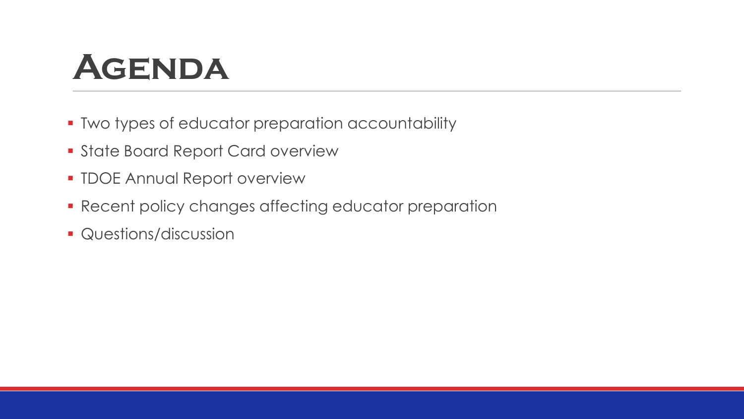# Agenda

- Two types of educator preparation accountability
- State Board Report Card overview
- TDOE Annual Report overview
- Recent policy changes affecting educator preparation
- Questions/discussion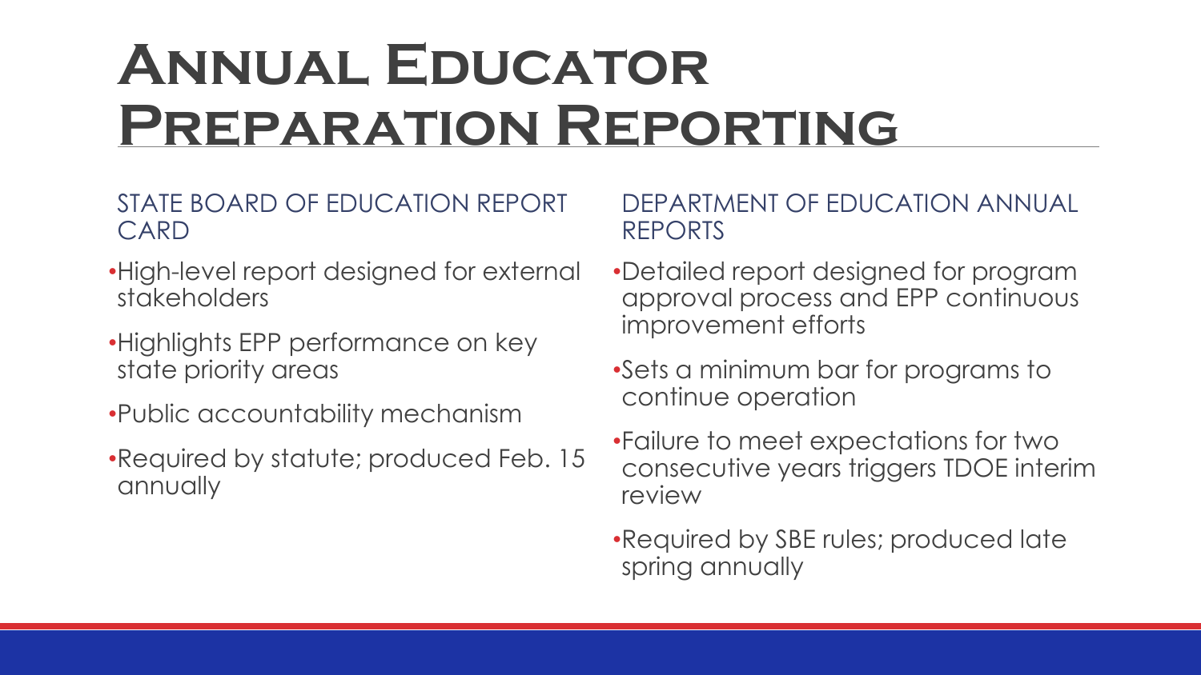# Annual Educator Preparation Reporting

## STATE BOARD OF EDUCATION REPORT CARD

- High-level report designed for external stakeholders
- Highlights EPP performance on key state priority areas
- Public accountability mechanism
- Required by statute; produced Feb. 15 annually

## DEPARTMENT OF EDUCATION ANNUAL REPORTS

- Detailed report designed for program approval process and EPP continuous improvement efforts
- Sets a minimum bar for programs to continue operation
- Failure to meet expectations for two consecutive years triggers TDOE interim review
- Required by SBE rules; produced late spring annually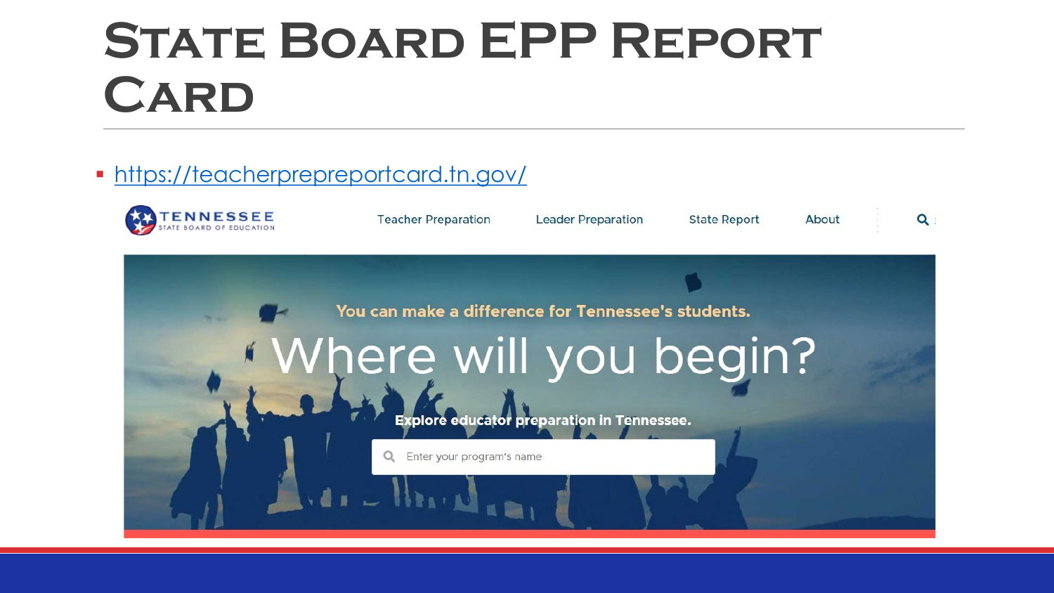# State Board EPP Report Card

- https://teacherprepreportcard.tn.gov/

TENNESSEE STATE BOARD OF EDUCATION

Teacher Preparation | Leader Preparation | State Report | About

You can make a difference for Tennessee's students.

Where will you begin?

Explore educator preparation in Tennessee.

Enter your program's name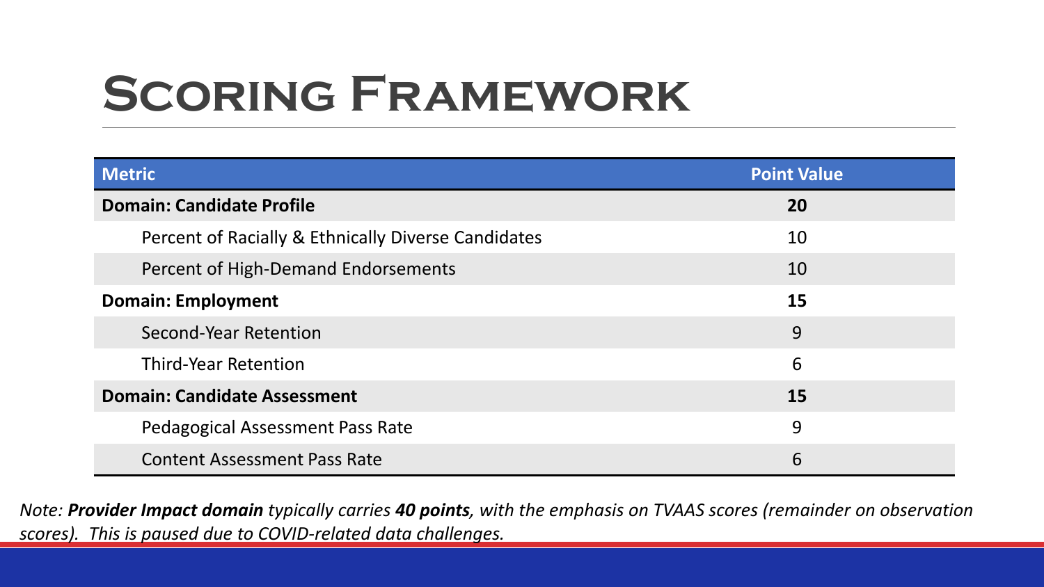# Scoring Framework

| Metric | Point Value |
|---|---|
| **Domain: Candidate Profile** | **20** |
| Percent of Racially & Ethnically Diverse Candidates | 10 |
| Percent of High-Demand Endorsements | 10 |
| **Domain: Employment** | **15** |
| Second-Year Retention | 9 |
| Third-Year Retention | 6 |
| **Domain: Candidate Assessment** | **15** |
| Pedagogical Assessment Pass Rate | 9 |
| Content Assessment Pass Rate | 6 |

*Note: **Provider Impact domain** typically carries **40 points**, with the emphasis on TVAAS scores (remainder on observation scores). This is paused due to COVID-related data challenges.*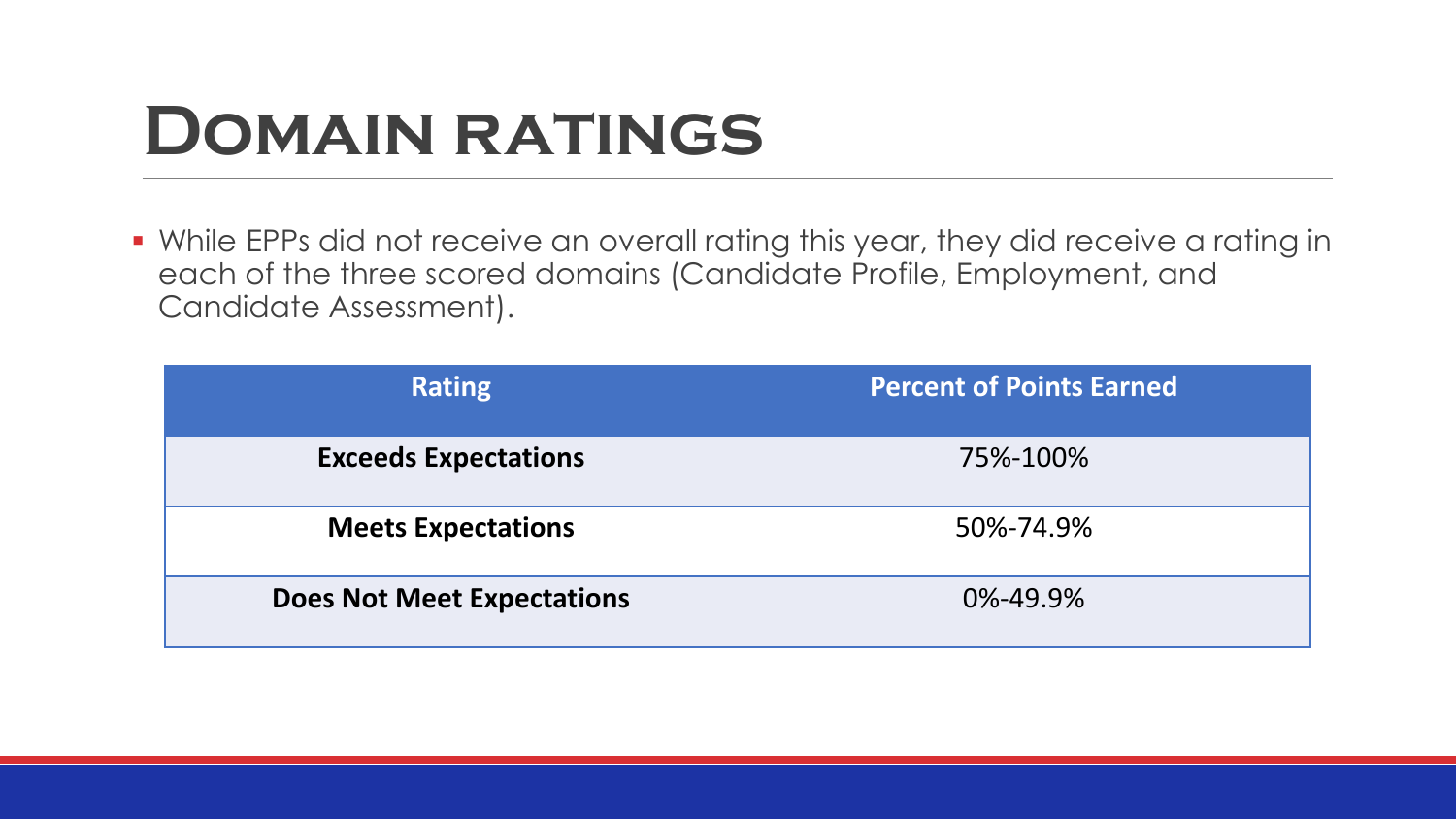# Domain ratings

- While EPPs did not receive an overall rating this year, they did receive a rating in each of the three scored domains (Candidate Profile, Employment, and Candidate Assessment).

| Rating | Percent of Points Earned |
| --- | --- |
| **Exceeds Expectations** | 75%-100% |
| **Meets Expectations** | 50%-74.9% |
| **Does Not Meet Expectations** | 0%-49.9% |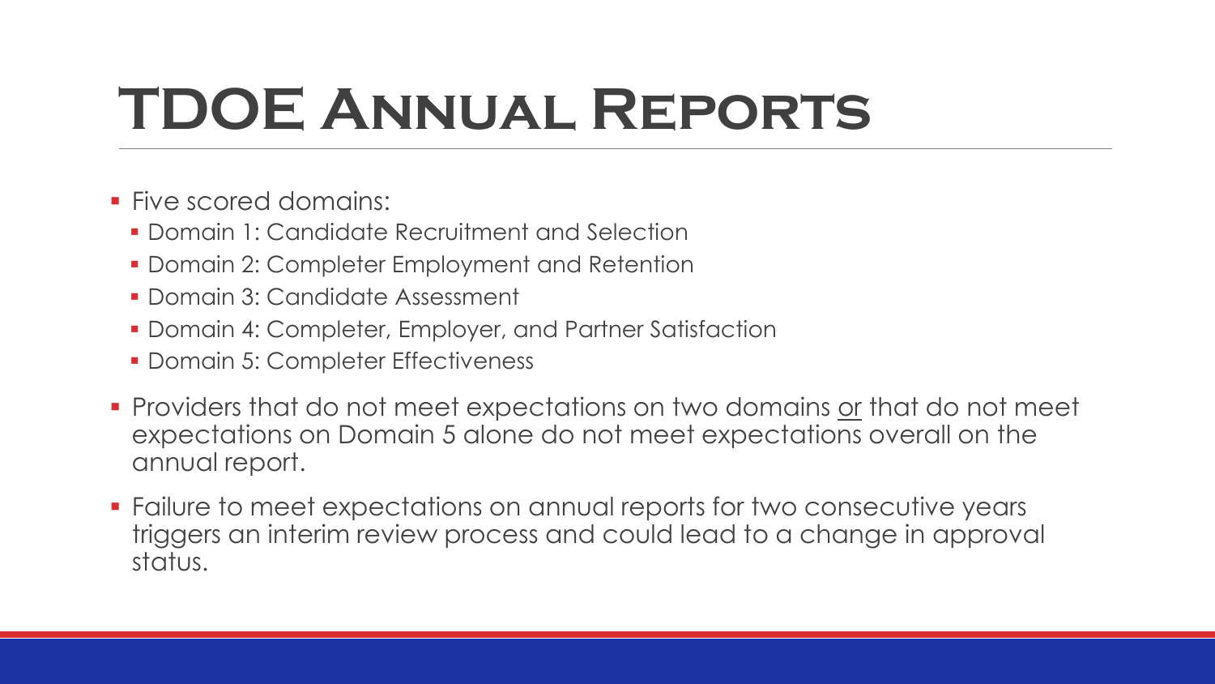# TDOE Annual Reports

- Five scored domains:
  - Domain 1: Candidate Recruitment and Selection
  - Domain 2: Completer Employment and Retention
  - Domain 3: Candidate Assessment
  - Domain 4: Completer, Employer, and Partner Satisfaction
  - Domain 5: Completer Effectiveness
- Providers that do not meet expectations on two domains <u>or</u> that do not meet expectations on Domain 5 alone do not meet expectations overall on the annual report.
- Failure to meet expectations on annual reports for two consecutive years triggers an interim review process and could lead to a change in approval status.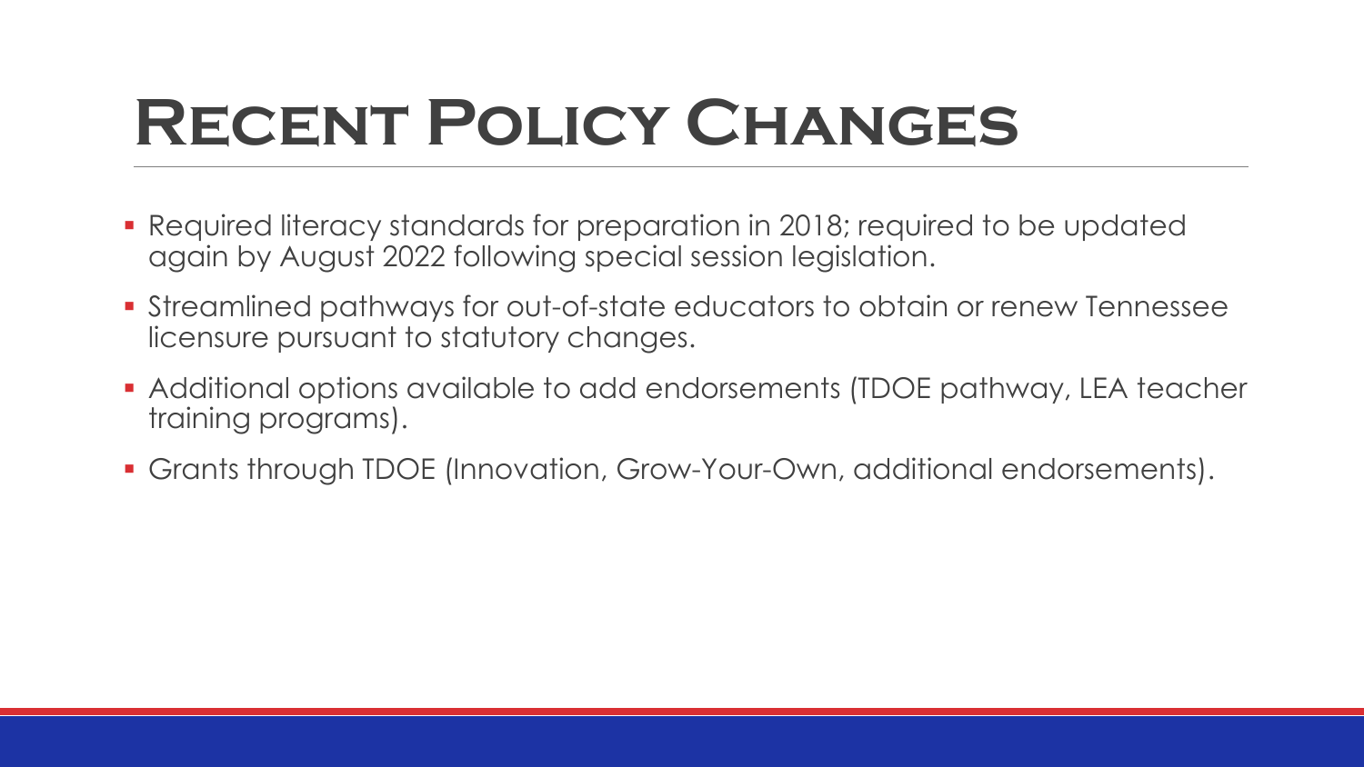# Recent Policy Changes

- Required literacy standards for preparation in 2018; required to be updated again by August 2022 following special session legislation.
- Streamlined pathways for out-of-state educators to obtain or renew Tennessee licensure pursuant to statutory changes.
- Additional options available to add endorsements (TDOE pathway, LEA teacher training programs).
- Grants through TDOE (Innovation, Grow-Your-Own, additional endorsements).